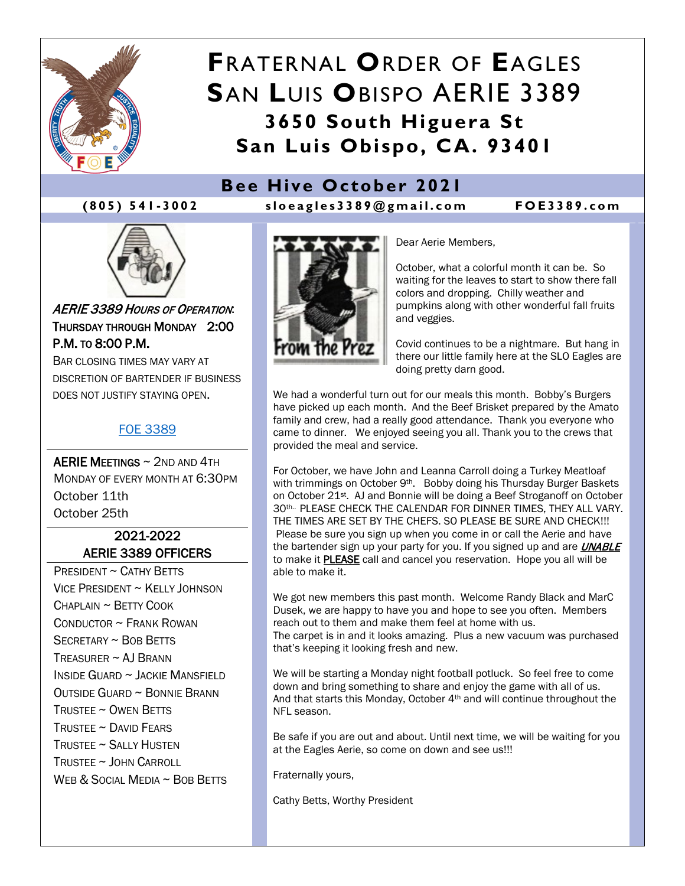# FRATERNAL ORDER OF EAGLES
# SAN LUIS OBISPO AERIE 3389

**3650 South Higuera St**
**San Luis Obispo, CA. 93401**

## Bee Hive October 2021

**(805) 541-3002 sloeagles3389@gmail.com FOE3389.com**

*AERIE 3389 HOURS OF OPERATION:*
THURSDAY THROUGH MONDAY 2:00 P.M. TO 8:00 P.M.
BAR CLOSING TIMES MAY VARY AT DISCRETION OF BARTENDER IF BUSINESS DOES NOT JUSTIFY STAYING OPEN.

FOE 3389

AERIE MEETINGS ~ 2ND AND 4TH MONDAY OF EVERY MONTH AT 6:30PM
October 11th
October 25th

### 2021-2022 AERIE 3389 OFFICERS

PRESIDENT ~ CATHY BETTS
VICE PRESIDENT ~ KELLY JOHNSON
CHAPLAIN ~ BETTY COOK
CONDUCTOR ~ FRANK ROWAN
SECRETARY ~ BOB BETTS
TREASURER ~ AJ BRANN
INSIDE GUARD ~ JACKIE MANSFIELD
OUTSIDE GUARD ~ BONNIE BRANN
TRUSTEE ~ OWEN BETTS
TRUSTEE ~ DAVID FEARS
TRUSTEE ~ SALLY HUSTEN
TRUSTEE ~ JOHN CARROLL
WEB & SOCIAL MEDIA ~ BOB BETTS

### From the Prez

Dear Aerie Members,

October, what a colorful month it can be. So waiting for the leaves to start to show there fall colors and dropping. Chilly weather and pumpkins along with other wonderful fall fruits and veggies.

Covid continues to be a nightmare. But hang in there our little family here at the SLO Eagles are doing pretty darn good.

We had a wonderful turn out for our meals this month. Bobby's Burgers have picked up each month. And the Beef Brisket prepared by the Amato family and crew, had a really good attendance. Thank you everyone who came to dinner. We enjoyed seeing you all. Thank you to the crews that provided the meal and service.

For October, we have John and Leanna Carroll doing a Turkey Meatloaf with trimmings on October 9th. Bobby doing his Thursday Burger Baskets on October 21st. AJ and Bonnie will be doing a Beef Stroganoff on October 30th.. PLEASE CHECK THE CALENDAR FOR DINNER TIMES, THEY ALL VARY. THE TIMES ARE SET BY THE CHEFS. SO PLEASE BE SURE AND CHECK!!! Please be sure you sign up when you come in or call the Aerie and have the bartender sign up your party for you. If you signed up and are ***UNABLE*** to make it **PLEASE** call and cancel you reservation. Hope you all will be able to make it.

We got new members this past month. Welcome Randy Black and MarC Dusek, we are happy to have you and hope to see you often. Members reach out to them and make them feel at home with us.
The carpet is in and it looks amazing. Plus a new vacuum was purchased that's keeping it looking fresh and new.

We will be starting a Monday night football potluck. So feel free to come down and bring something to share and enjoy the game with all of us. And that starts this Monday, October 4th and will continue throughout the NFL season.

Be safe if you are out and about. Until next time, we will be waiting for you at the Eagles Aerie, so come on down and see us!!!

Fraternally yours,

Cathy Betts, Worthy President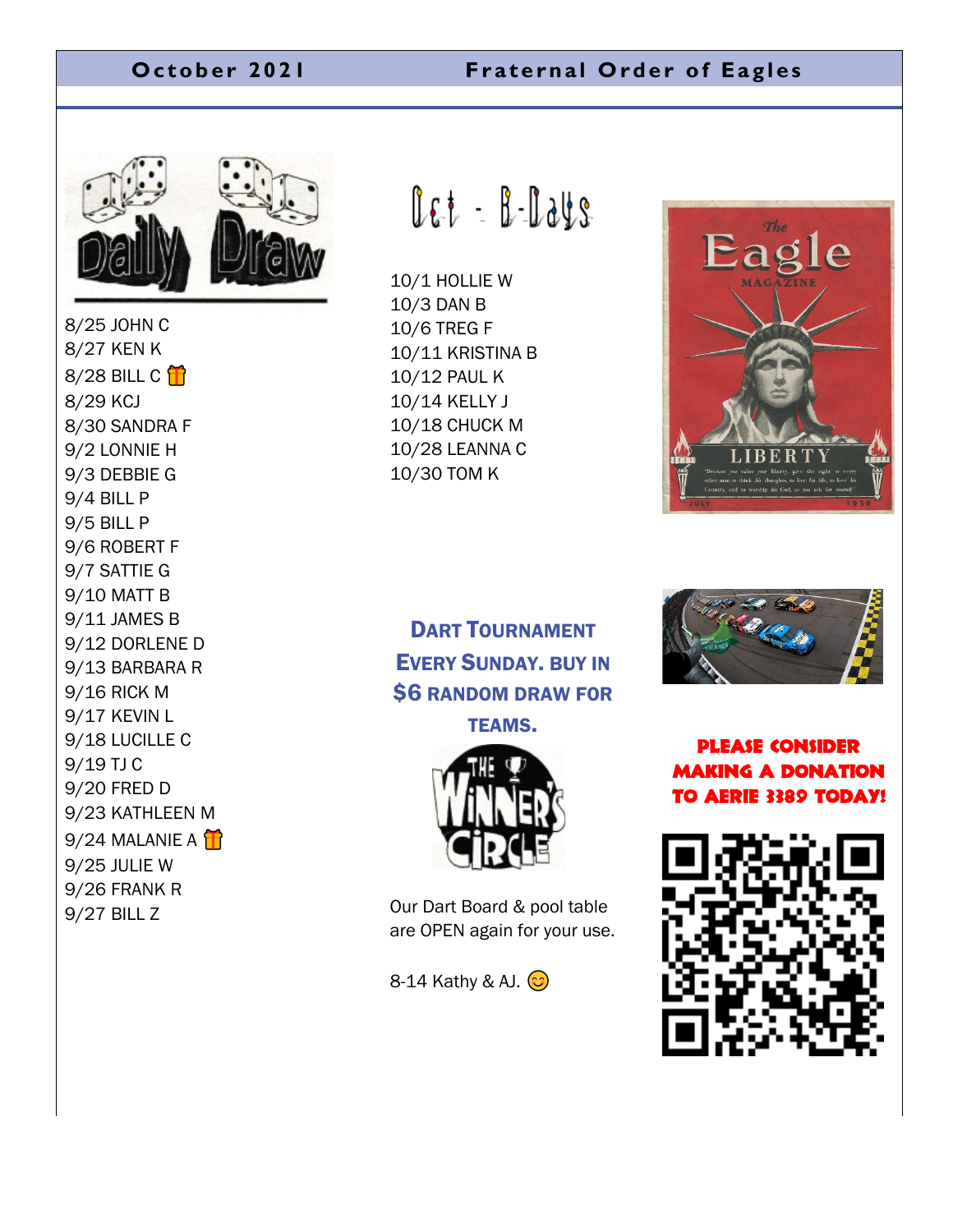## Daily Draw

8/25 JOHN C
8/27 KEN K
8/28 BILL C 🎁
8/29 KCJ
8/30 SANDRA F
9/2 LONNIE H
9/3 DEBBIE G
9/4 BILL P
9/5 BILL P
9/6 ROBERT F
9/7 SATTIE G
9/10 MATT B
9/11 JAMES B
9/12 DORLENE D
9/13 BARBARA R
9/16 RICK M
9/17 KEVIN L
9/18 LUCILLE C
9/19 TJ C
9/20 FRED D
9/23 KATHLEEN M
9/24 MALANIE A 🎁
9/25 JULIE W
9/26 FRANK R
9/27 BILL Z

## Oct - B-Days

10/1 HOLLIE W
10/3 DAN B
10/6 TREG F
10/11 KRISTINA B
10/12 PAUL K
10/14 KELLY J
10/18 CHUCK M
10/28 LEANNA C
10/30 TOM K

**DART TOURNAMENT EVERY SUNDAY. BUY IN $6 RANDOM DRAW FOR TEAMS.**

THE WINNER'S CIRCLE

Our Dart Board & pool table are OPEN again for your use.

8-14 Kathy & AJ. 😊

The Eagle Magazine — LIBERTY

**PLEASE CONSIDER MAKING A DONATION TO AERIE 3389 TODAY!**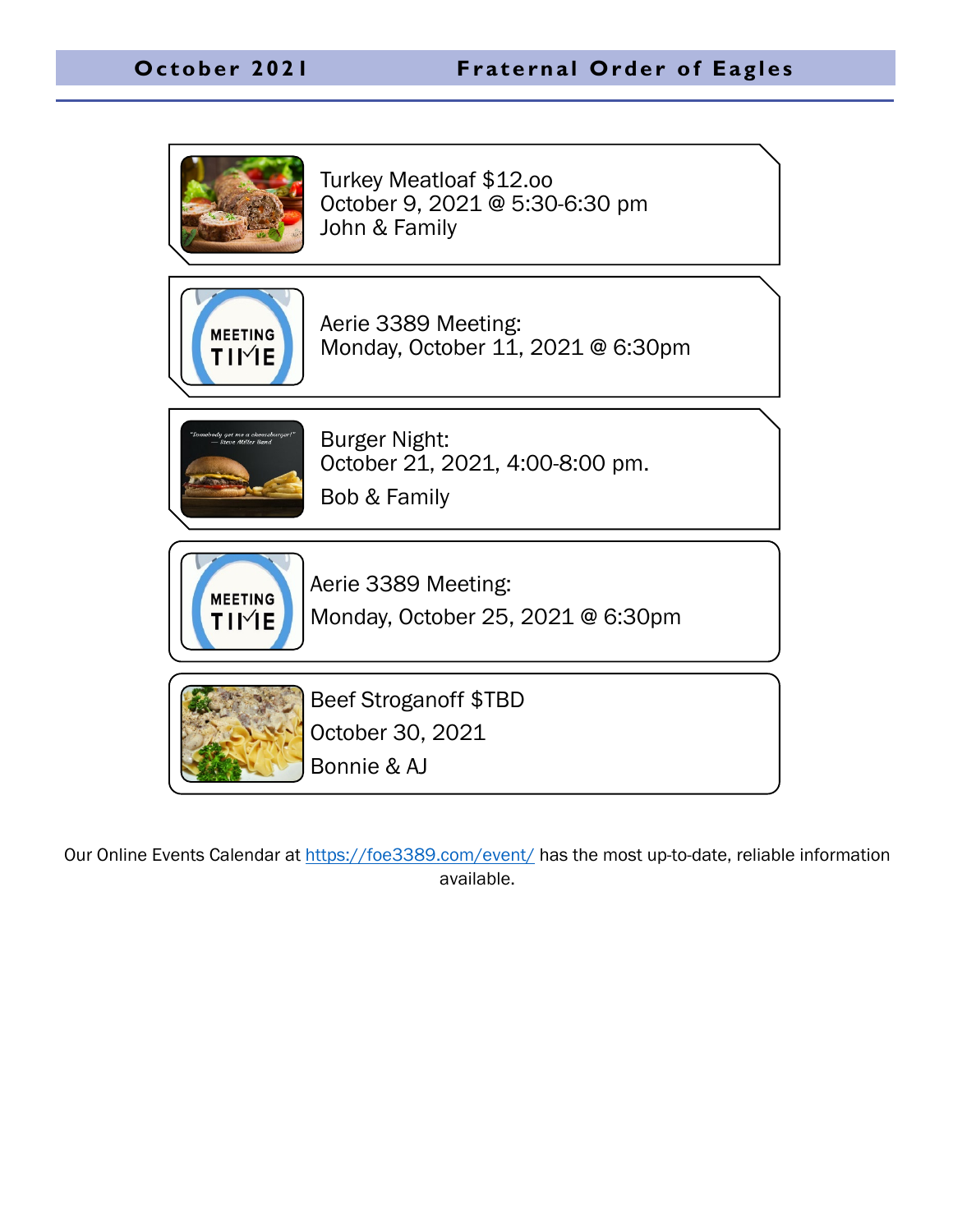Turkey Meatloaf $12.oo
October 9, 2021 @ 5:30-6:30 pm
John & Family

Aerie 3389 Meeting:
Monday, October 11, 2021 @ 6:30pm

Burger Night:
October 21, 2021, 4:00-8:00 pm.
Bob & Family

Aerie 3389 Meeting:
Monday, October 25, 2021 @ 6:30pm

Beef Stroganoff $TBD
October 30, 2021
Bonnie & AJ

Our Online Events Calendar at https://foe3389.com/event/ has the most up-to-date, reliable information available.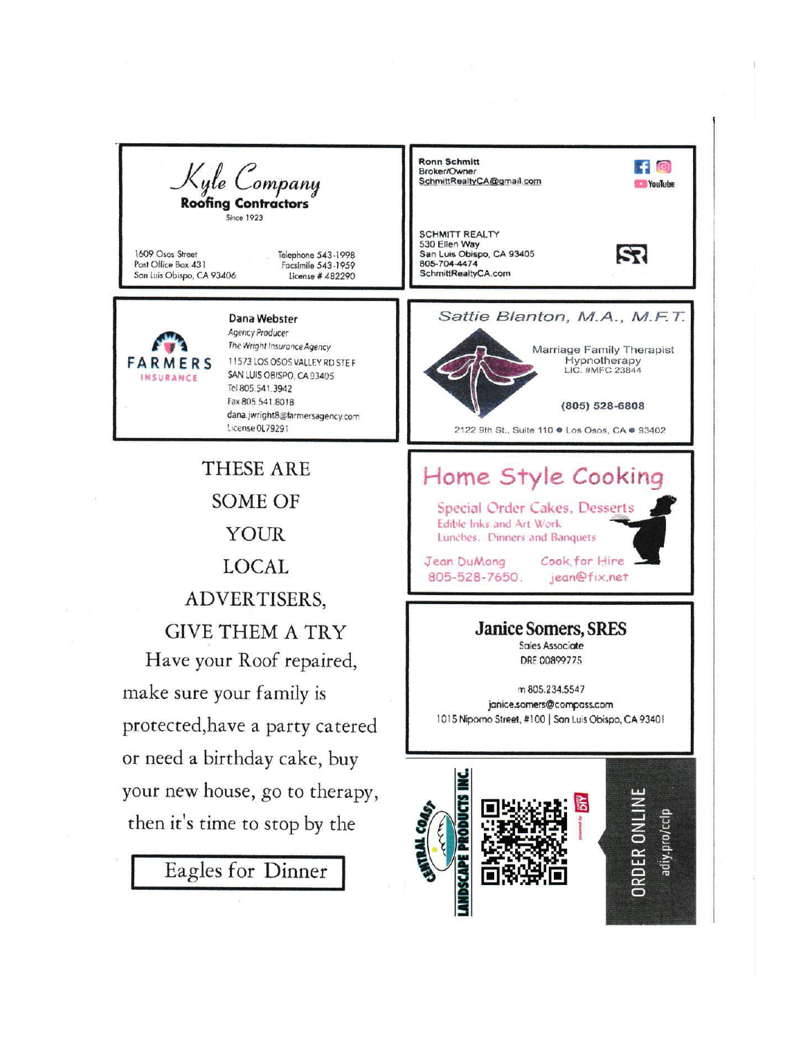**Kyle Company**
**Roofing Contractors**
Since 1923

1609 Osos Street
Post Office Box 431
San Luis Obispo, CA 93406

Telephone 543-1998
Facsimile 543-1959
License # 482290

---

**Ronn Schmitt**
Broker/Owner
SchmittRealtyCA@gmail.com

SCHMITT REALTY
530 Ellen Way
San Luis Obispo, CA 93405
805-704-4474
SchmittRealtyCA.com

---

FARMERS INSURANCE

**Dana Webster**
*Agency Producer*
*The Wright Insurance Agency*
11573 LOS OSOS VALLEY RD STE F
SAN LUIS OBISPO, CA 93405
Tel 805.541.3942
Fax 805.541.8018
dana.jwright8@farmersagency.com
License 0L79291

---

*Sattie Blanton, M.A., M.F.T.*

Marriage Family Therapist
Hypnotherapy
LIC. #MFC 23844

(805) 528-6808

2122 9th St., Suite 110 • Los Osos, CA • 93402

---

THESE ARE SOME OF YOUR LOCAL ADVERTISERS, GIVE THEM A TRY

Have your Roof repaired, make sure your family is protected,have a party catered or need a birthday cake, buy your new house, go to therapy, then it's time to stop by the

Eagles for Dinner

---

## Home Style Cooking

Special Order Cakes, Desserts
Edible Inks and Art Work
Lunches, Dinners and Banquets

Jean DuMong — Cook for Hire
805-528-7650. jean@fix.net

---

**Janice Somers, SRES**
Sales Associate
DRE 00899775

m 805.234.5547
janice.somers@compass.com
1015 Nipomo Street, #100 | San Luis Obispo, CA 93401

---

CENTRAL COAST LANDSCAPE PRODUCTS INC.

ORDER ONLINE
adiy.pro/cclp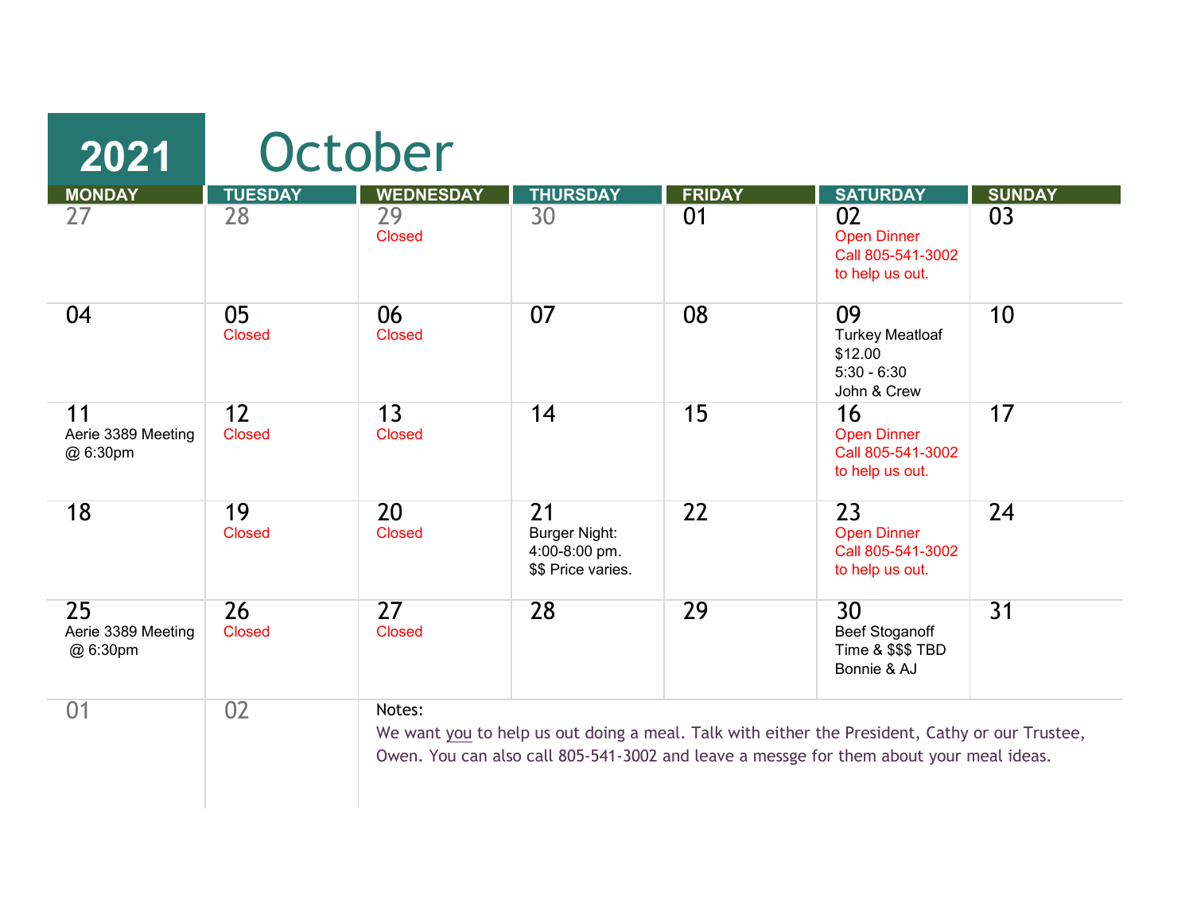# 2021 October

| MONDAY | TUESDAY | WEDNESDAY | THURSDAY | FRIDAY | SATURDAY | SUNDAY |
|---|---|---|---|---|---|---|
| 27 | 28 | 29 Closed | 30 | 01 | 02 Open Dinner Call 805-541-3002 to help us out. | 03 |
| 04 | 05 Closed | 06 Closed | 07 | 08 | 09 Turkey Meatloaf $12.00 5:30 - 6:30 John & Crew | 10 |
| 11 Aerie 3389 Meeting @ 6:30pm | 12 Closed | 13 Closed | 14 | 15 | 16 Open Dinner Call 805-541-3002 to help us out. | 17 |
| 18 | 19 Closed | 20 Closed | 21 Burger Night: 4:00-8:00 pm. $$ Price varies. | 22 | 23 Open Dinner Call 805-541-3002 to help us out. | 24 |
| 25 Aerie 3389 Meeting @ 6:30pm | 26 Closed | 27 Closed | 28 | 29 | 30 Beef Stoganoff Time & $$$ TBD Bonnie & AJ | 31 |
| 01 | 02 | | | | | |

Notes:

We want you to help us out doing a meal. Talk with either the President, Cathy or our Trustee, Owen. You can also call 805-541-3002 and leave a messge for them about your meal ideas.